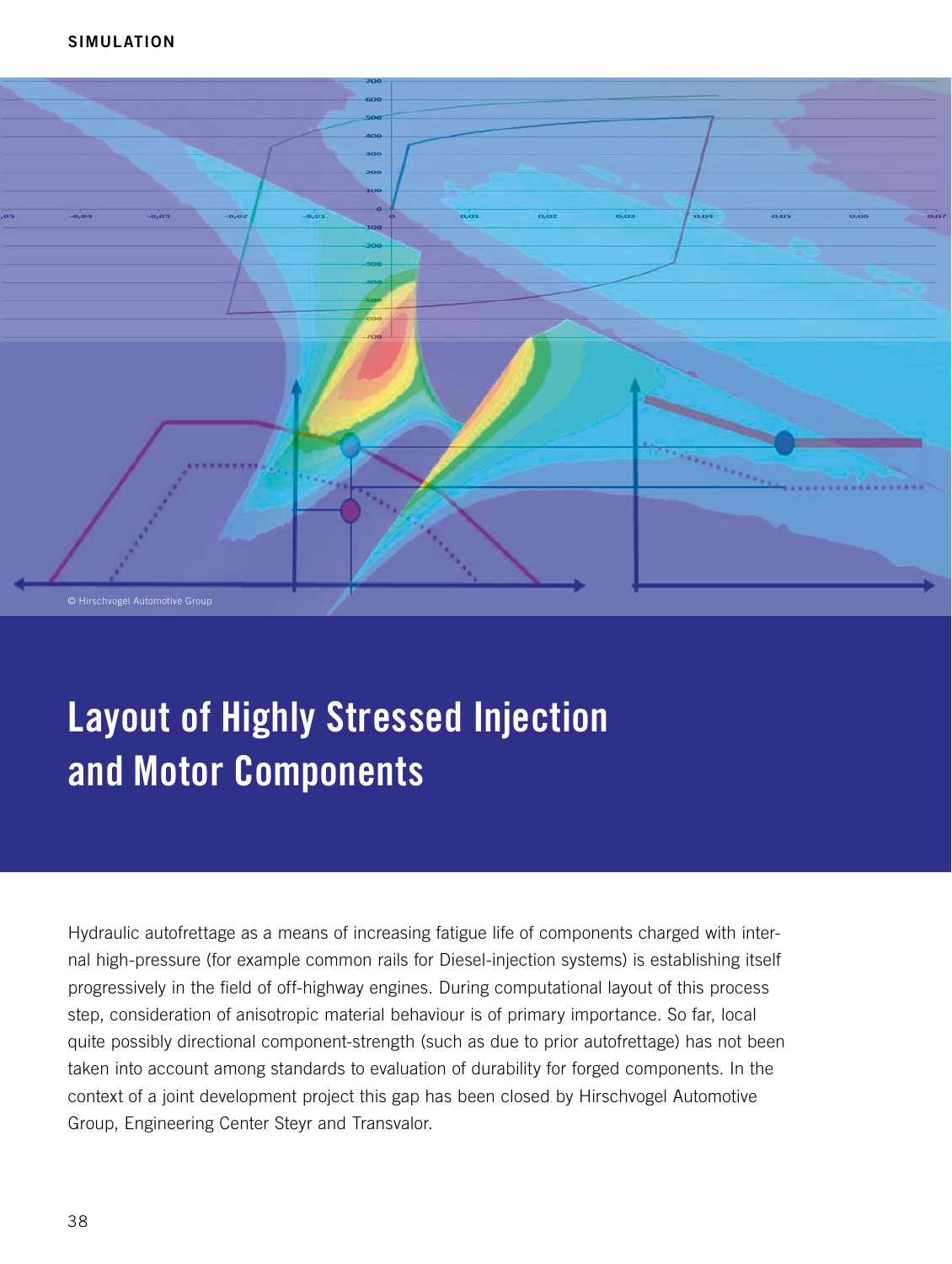© Hirschvogel Automotive Group

# Layout of Highly Stressed Injection and Motor Components

Hydraulic autofrettage as a means of increasing fatigue life of components charged with internal high-pressure (for example common rails for Diesel-injection systems) is establishing itself progressively in the field of off-highway engines. During computational layout of this process step, consideration of anisotropic material behaviour is of primary importance. So far, local quite possibly directional component-strength (such as due to prior autofrettage) has not been taken into account among standards to evaluation of durability for forged components. In the context of a joint development project this gap has been closed by Hirschvogel Automotive Group, Engineering Center Steyr and Transvalor.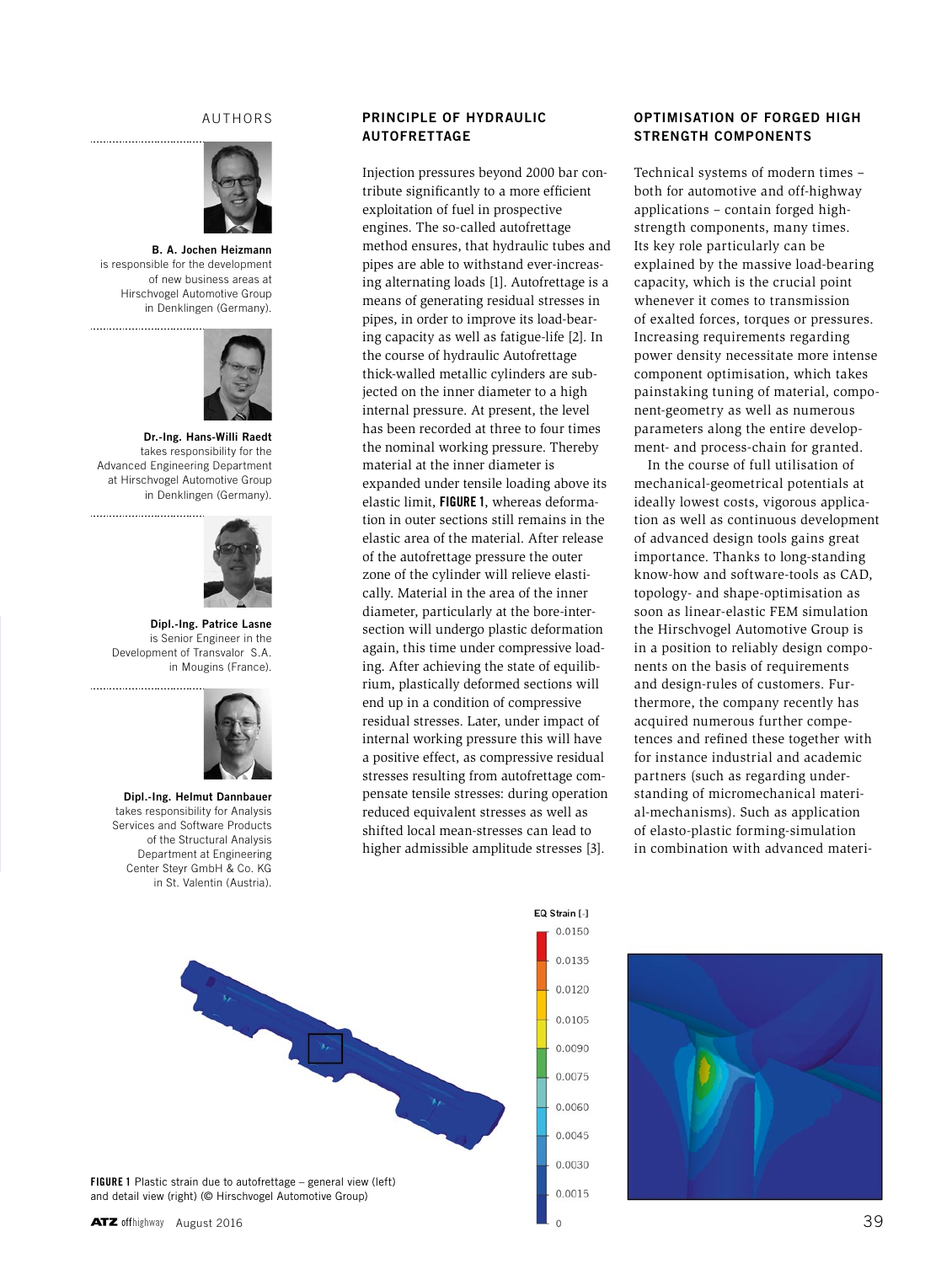## AUTHORS

**B. A. Jochen Heizmann**
is responsible for the development of new business areas at Hirschvogel Automotive Group in Denklingen (Germany).

**Dr.-Ing. Hans-Willi Raedt**
takes responsibility for the Advanced Engineering Department at Hirschvogel Automotive Group in Denklingen (Germany).

**Dipl.-Ing. Patrice Lasne**
is Senior Engineer in the Development of Transvalor S.A. in Mougins (France).

**Dipl.-Ing. Helmut Dannbauer**
takes responsibility for Analysis Services and Software Products of the Structural Analysis Department at Engineering Center Steyr GmbH & Co. KG in St. Valentin (Austria).

## PRINCIPLE OF HYDRAULIC AUTOFRETTAGE

Injection pressures beyond 2000 bar contribute significantly to a more efficient exploitation of fuel in prospective engines. The so-called autofrettage method ensures, that hydraulic tubes and pipes are able to withstand ever-increasing alternating loads [1]. Autofrettage is a means of generating residual stresses in pipes, in order to improve its load-bearing capacity as well as fatigue-life [2]. In the course of hydraulic Autofrettage thick-walled metallic cylinders are subjected on the inner diameter to a high internal pressure. At present, the level has been recorded at three to four times the nominal working pressure. Thereby material at the inner diameter is expanded under tensile loading above its elastic limit, **FIGURE 1**, whereas deformation in outer sections still remains in the elastic area of the material. After release of the autofrettage pressure the outer zone of the cylinder will relieve elastically. Material in the area of the inner diameter, particularly at the bore-intersection will undergo plastic deformation again, this time under compressive loading. After achieving the state of equilibrium, plastically deformed sections will end up in a condition of compressive residual stresses. Later, under impact of internal working pressure this will have a positive effect, as compressive residual stresses resulting from autofrettage compensate tensile stresses: during operation reduced equivalent stresses as well as shifted local mean-stresses can lead to higher admissible amplitude stresses [3].

## OPTIMISATION OF FORGED HIGH STRENGTH COMPONENTS

Technical systems of modern times – both for automotive and off-highway applications – contain forged high-strength components, many times. Its key role particularly can be explained by the massive load-bearing capacity, which is the crucial point whenever it comes to transmission of exalted forces, torques or pressures. Increasing requirements regarding power density necessitate more intense component optimisation, which takes painstaking tuning of material, component-geometry as well as numerous parameters along the entire development- and process-chain for granted.

In the course of full utilisation of mechanical-geometrical potentials at ideally lowest costs, vigorous application as well as continuous development of advanced design tools gains great importance. Thanks to long-standing know-how and software-tools as CAD, topology- and shape-optimisation as soon as linear-elastic FEM simulation the Hirschvogel Automotive Group is in a position to reliably design components on the basis of requirements and design-rules of customers. Furthermore, the company recently has acquired numerous further competences and refined these together with for instance industrial and academic partners (such as regarding understanding of micromechanical material-mechanisms). Such as application of elasto-plastic forming-simulation in combination with advanced materi-

EQ Strain [-]
0.0150
0.0135
0.0120
0.0105
0.0090
0.0075
0.0060
0.0045
0.0030
0.0015
0

**FIGURE 1** Plastic strain due to autofrettage – general view (left) and detail view (right) (© Hirschvogel Automotive Group)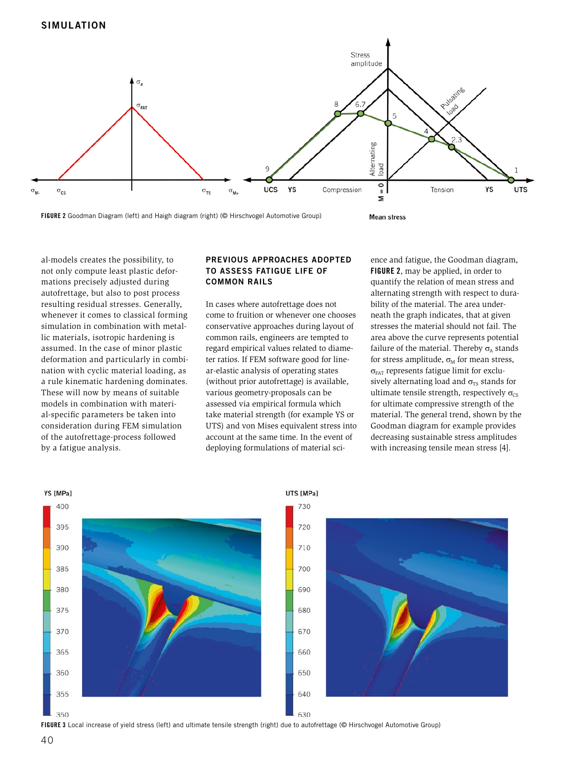FIGURE 2 Goodman Diagram (left) and Haigh diagram (right) (© Hirschvogel Automotive Group)

al-models creates the possibility, to not only compute least plastic deformations precisely adjusted during autofrettage, but also to post process resulting residual stresses. Generally, whenever it comes to classical forming simulation in combination with metallic materials, isotropic hardening is assumed. In the case of minor plastic deformation and particularly in combination with cyclic material loading, as a rule kinematic hardening dominates. These will now by means of suitable models in combination with material-specific parameters be taken into consideration during FEM simulation of the autofrettage-process followed by a fatigue analysis.

## PREVIOUS APPROACHES ADOPTED TO ASSESS FATIGUE LIFE OF COMMON RAILS

In cases where autofrettage does not come to fruition or whenever one chooses conservative approaches during layout of common rails, engineers are tempted to regard empirical values related to diameter ratios. If FEM software good for linear-elastic analysis of operating states (without prior autofrettage) is available, various geometry-proposals can be assessed via empirical formula which take material strength (for example YS or UTS) and von Mises equivalent stress into account at the same time. In the event of deploying formulations of material science and fatigue, the Goodman diagram, **FIGURE 2**, may be applied, in order to quantify the relation of mean stress and alternating strength with respect to durability of the material. The area underneath the graph indicates, that at given stresses the material should not fail. The area above the curve represents potential failure of the material. Thereby $\sigma_A$ stands for stress amplitude, $\sigma_M$ for mean stress, $\sigma_{FAT}$ represents fatigue limit for exclusively alternating load and $\sigma_{TS}$ stands for ultimate tensile strength, respectively $\sigma_{CS}$ for ultimate compressive strength of the material. The general trend, shown by the Goodman diagram for example provides decreasing sustainable stress amplitudes with increasing tensile mean stress [4].

FIGURE 3 Local increase of yield stress (left) and ultimate tensile strength (right) due to autofrettage (© Hirschvogel Automotive Group)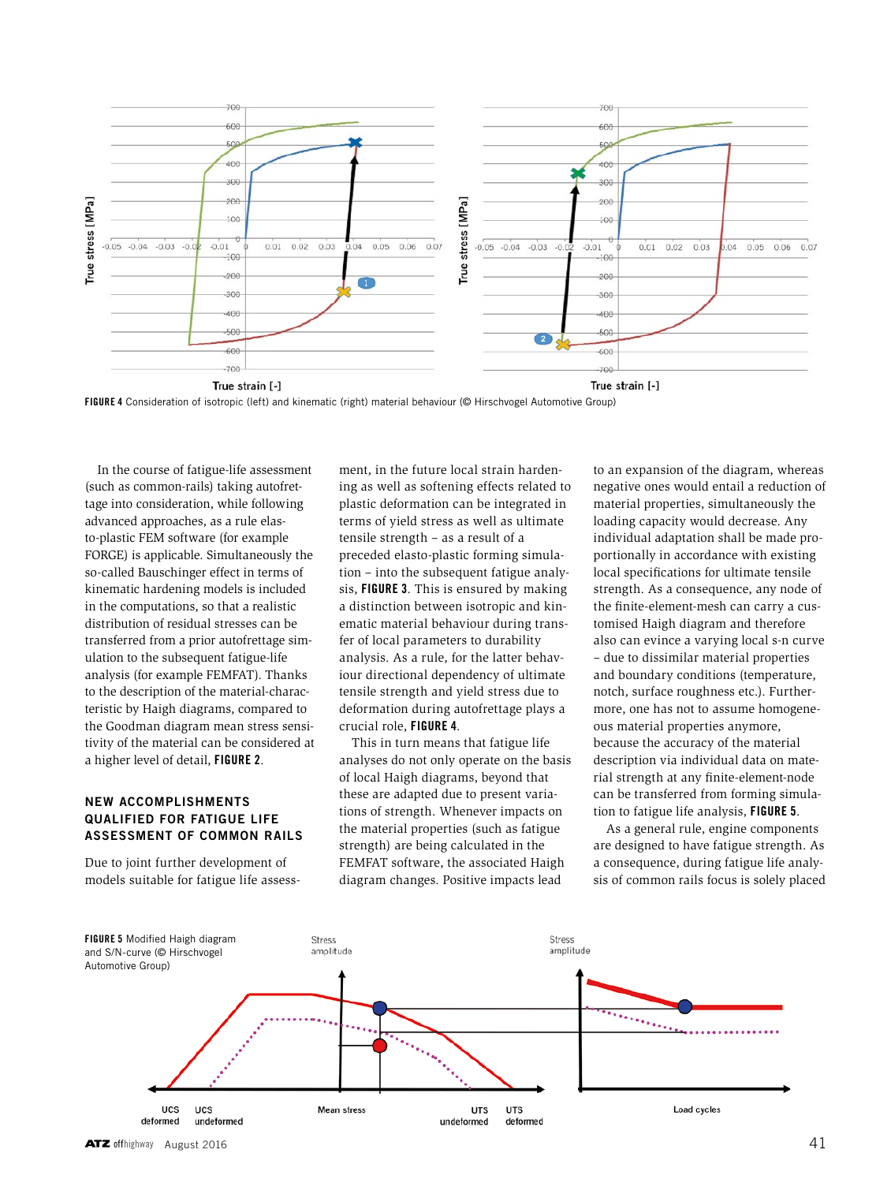True stress [MPa]

700
600
500
400
300
200
100
0
-100
-200
-300
-400
-500
-600
-700

-0.05 -0.04 -0.03 -0.02 -0.01 0 0.01 0.02 0.03 0.04 0.05 0.06 0.07

1

True strain [-]

True stress [MPa]

700
600
500
400
300
200
100
0
-100
-200
-300
-400
-500
-600
-700

-0.05 -0.04 -0.03 -0.02 -0.01 0 0.01 0.02 0.03 0.04 0.05 0.06 0.07

2

True strain [-]

**FIGURE 4** Consideration of isotropic (left) and kinematic (right) material behaviour (© Hirschvogel Automotive Group)

In the course of fatigue-life assessment (such as common-rails) taking autofrettage into consideration, while following advanced approaches, as a rule elas-to-plastic FEM software (for example FORGE) is applicable. Simultaneously the so-called Bauschinger effect in terms of kinematic hardening models is included in the computations, so that a realistic distribution of residual stresses can be transferred from a prior autofrettage simulation to the subsequent fatigue-life analysis (for example FEMFAT). Thanks to the description of the material-characteristic by Haigh diagrams, compared to the Goodman diagram mean stress sensitivity of the material can be considered at a higher level of detail, **FIGURE 2**.

## NEW ACCOMPLISHMENTS QUALIFIED FOR FATIGUE LIFE ASSESSMENT OF COMMON RAILS

Due to joint further development of models suitable for fatigue life assessment, in the future local strain hardening as well as softening effects related to plastic deformation can be integrated in terms of yield stress as well as ultimate tensile strength – as a result of a preceded elasto-plastic forming simulation – into the subsequent fatigue analysis, **FIGURE 3**. This is ensured by making a distinction between isotropic and kinematic material behaviour during transfer of local parameters to durability analysis. As a rule, for the latter behaviour directional dependency of ultimate tensile strength and yield stress due to deformation during autofrettage plays a crucial role, **FIGURE 4**.

This in turn means that fatigue life analyses do not only operate on the basis of local Haigh diagrams, beyond that these are adapted due to present variations of strength. Whenever impacts on the material properties (such as fatigue strength) are being calculated in the FEMFAT software, the associated Haigh diagram changes. Positive impacts lead to an expansion of the diagram, whereas negative ones would entail a reduction of material properties, simultaneously the loading capacity would decrease. Any individual adaptation shall be made proportionally in accordance with existing local specifications for ultimate tensile strength. As a consequence, any node of the finite-element-mesh can carry a customised Haigh diagram and therefore also can evince a varying local s-n curve – due to dissimilar material properties and boundary conditions (temperature, notch, surface roughness etc.). Furthermore, one has not to assume homogeneous material properties anymore, because the accuracy of the material description via individual data on material strength at any finite-element-node can be transferred from forming simulation to fatigue life analysis, **FIGURE 5**.

As a general rule, engine components are designed to have fatigue strength. As a consequence, during fatigue life analysis of common rails focus is solely placed

**FIGURE 5** Modified Haigh diagram and S/N-curve (© Hirschvogel Automotive Group)

Stress amplitude

UCS deformed
UCS undeformed
Mean stress
UTS undeformed
UTS deformed

Stress amplitude

Load cycles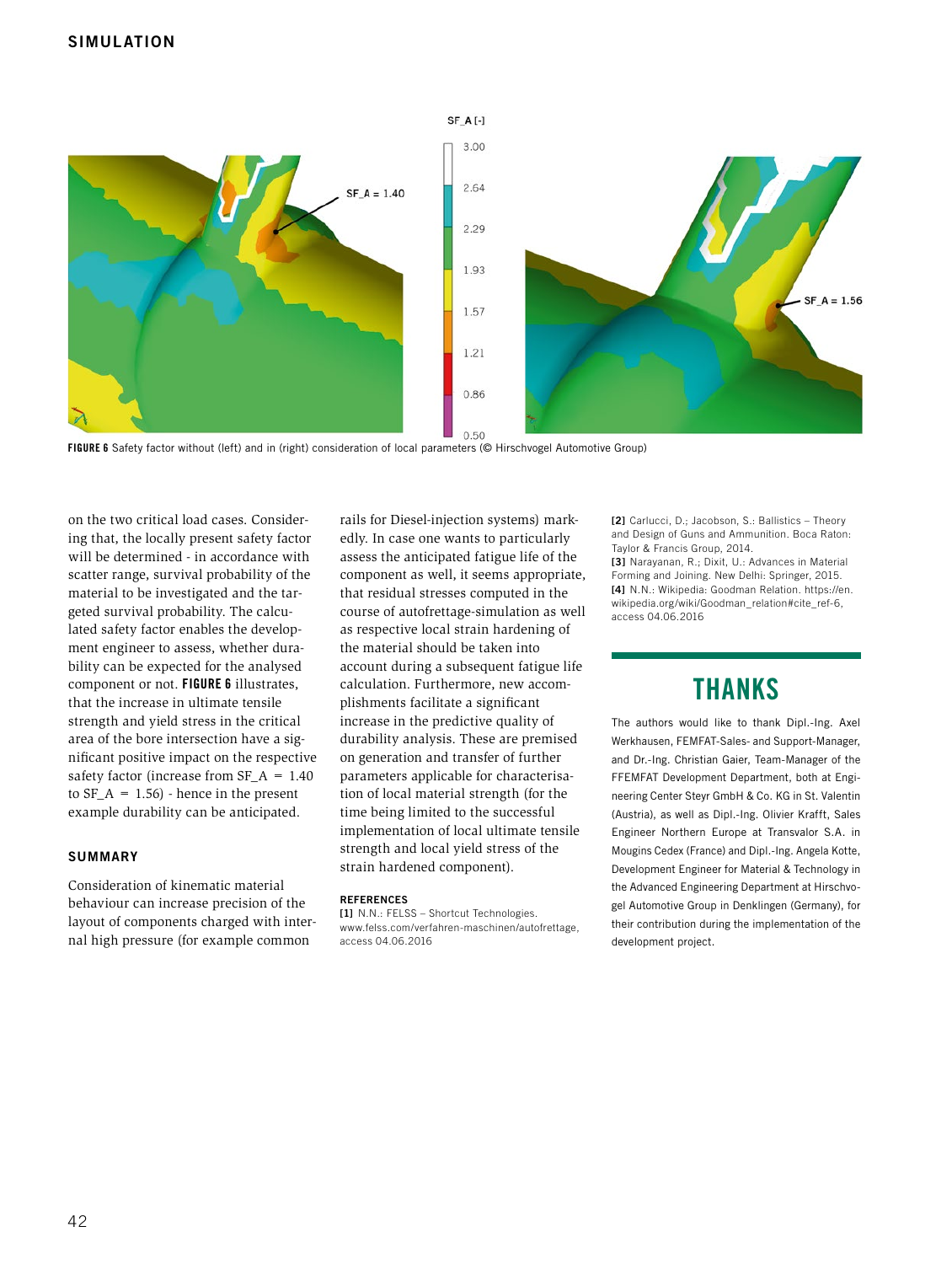SF_A [-]

3.00
2.64
2.29
1.93
1.57
1.21
0.86
0.50

SF_A = 1.40

SF_A = 1.56

**FIGURE 6** Safety factor without (left) and in (right) consideration of local parameters (© Hirschvogel Automotive Group)

on the two critical load cases. Considering that, the locally present safety factor will be determined - in accordance with scatter range, survival probability of the material to be investigated and the targeted survival probability. The calculated safety factor enables the development engineer to assess, whether durability can be expected for the analysed component or not. **FIGURE 6** illustrates, that the increase in ultimate tensile strength and yield stress in the critical area of the bore intersection have a significant positive impact on the respective safety factor (increase from SF_A = 1.40 to SF_A = 1.56) - hence in the present example durability can be anticipated.

## SUMMARY

Consideration of kinematic material behaviour can increase precision of the layout of components charged with internal high pressure (for example common rails for Diesel-injection systems) markedly. In case one wants to particularly assess the anticipated fatigue life of the component as well, it seems appropriate, that residual stresses computed in the course of autofrettage-simulation as well as respective local strain hardening of the material should be taken into account during a subsequent fatigue life calculation. Furthermore, new accomplishments facilitate a significant increase in the predictive quality of durability analysis. These are premised on generation and transfer of further parameters applicable for characterisation of local material strength (for the time being limited to the successful implementation of local ultimate tensile strength and local yield stress of the strain hardened component).

### REFERENCES

**[1]** N.N.: FELSS – Shortcut Technologies. www.felss.com/verfahren-maschinen/autofrettage, access 04.06.2016
**[2]** Carlucci, D.; Jacobson, S.: Ballistics – Theory and Design of Guns and Ammunition. Boca Raton: Taylor & Francis Group, 2014.
**[3]** Narayanan, R.; Dixit, U.: Advances in Material Forming and Joining. New Delhi: Springer, 2015.
**[4]** N.N.: Wikipedia: Goodman Relation. https://en.wikipedia.org/wiki/Goodman_relation#cite_ref-6, access 04.06.2016

## THANKS

The authors would like to thank Dipl.-Ing. Axel Werkhausen, FEMFAT-Sales- and Support-Manager, and Dr.-Ing. Christian Gaier, Team-Manager of the FFEMFAT Development Department, both at Engineering Center Steyr GmbH & Co. KG in St. Valentin (Austria), as well as Dipl.-Ing. Olivier Krafft, Sales Engineer Northern Europe at Transvalor S.A. in Mougins Cedex (France) and Dipl.-Ing. Angela Kotte, Development Engineer for Material & Technology in the Advanced Engineering Department at Hirschvogel Automotive Group in Denklingen (Germany), for their contribution during the implementation of the development project.